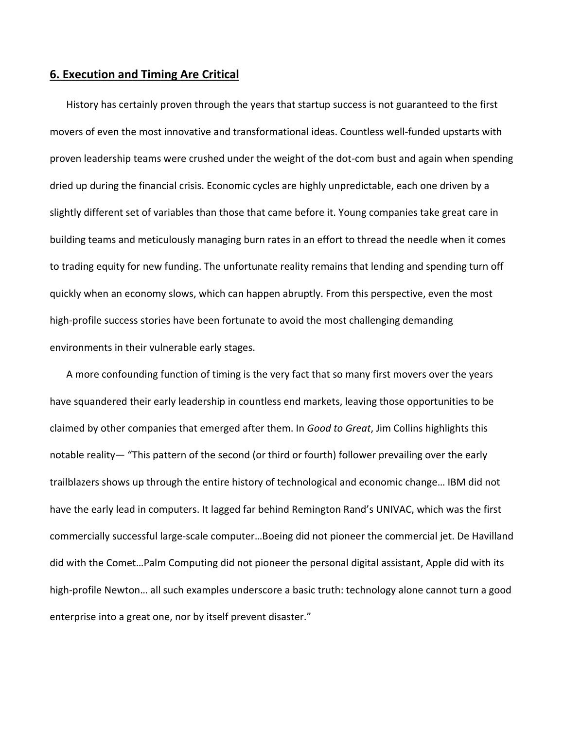## **6. Execution and Timing Are Critical**

History has certainly proven through the years that startup success is not guaranteed to the first movers of even the most innovative and transformational ideas. Countless well-funded upstarts with proven leadership teams were crushed under the weight of the dot-com bust and again when spending dried up during the financial crisis. Economic cycles are highly unpredictable, each one driven by a slightly different set of variables than those that came before it. Young companies take great care in building teams and meticulously managing burn rates in an effort to thread the needle when it comes to trading equity for new funding. The unfortunate reality remains that lending and spending turn off quickly when an economy slows, which can happen abruptly. From this perspective, even the most high-profile success stories have been fortunate to avoid the most challenging demanding environments in their vulnerable early stages.

A more confounding function of timing is the very fact that so many first movers over the years have squandered their early leadership in countless end markets, leaving those opportunities to be claimed by other companies that emerged after them. In *Good to Great*, Jim Collins highlights this notable reality— "This pattern of the second (or third or fourth) follower prevailing over the early trailblazers shows up through the entire history of technological and economic change… IBM did not have the early lead in computers. It lagged far behind Remington Rand's UNIVAC, which was the first commercially successful large-scale computer…Boeing did not pioneer the commercial jet. De Havilland did with the Comet…Palm Computing did not pioneer the personal digital assistant, Apple did with its high-profile Newton… all such examples underscore a basic truth: technology alone cannot turn a good enterprise into a great one, nor by itself prevent disaster."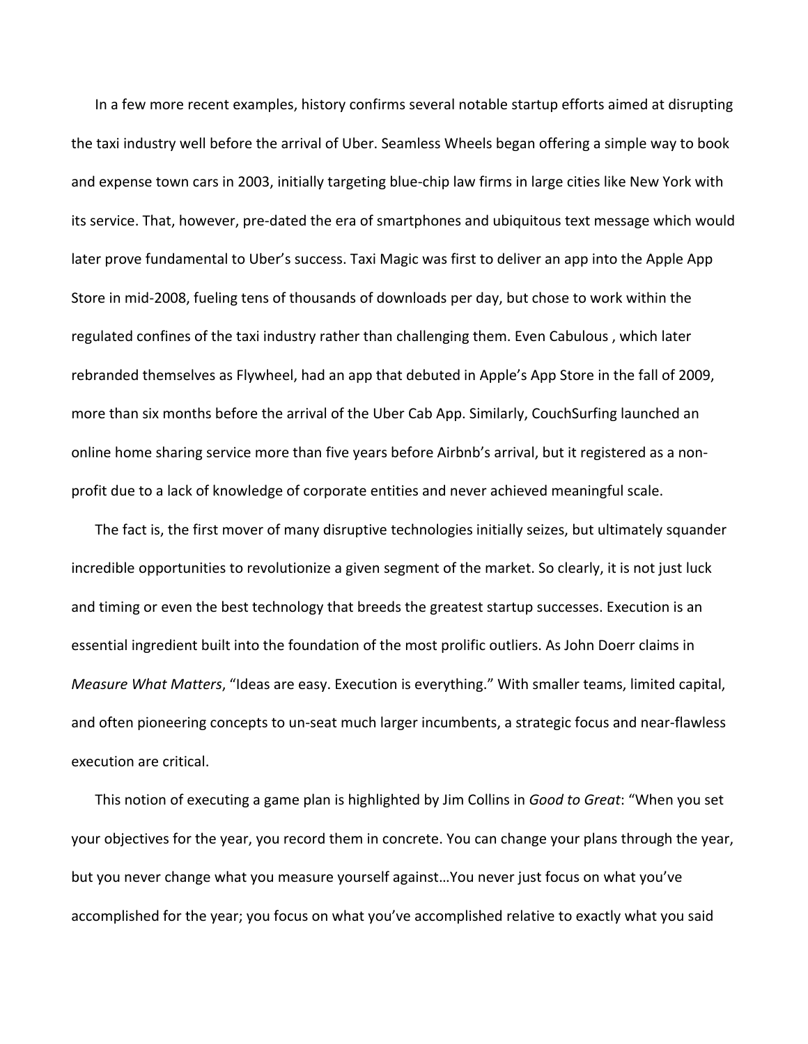In a few more recent examples, history confirms several notable startup efforts aimed at disrupting the taxi industry well before the arrival of Uber. Seamless Wheels began offering a simple way to book and expense town cars in 2003, initially targeting blue-chip law firms in large cities like New York with its service. That, however, pre-dated the era of smartphones and ubiquitous text message which would later prove fundamental to Uber's success. Taxi Magic was first to deliver an app into the Apple App Store in mid-2008, fueling tens of thousands of downloads per day, but chose to work within the regulated confines of the taxi industry rather than challenging them. Even Cabulous , which later rebranded themselves as Flywheel, had an app that debuted in Apple's App Store in the fall of 2009, more than six months before the arrival of the Uber Cab App. Similarly, CouchSurfing launched an online home sharing service more than five years before Airbnb's arrival, but it registered as a non-profit due to a lack of knowledge of corporate entities and never achieved meaningful scale.

The fact is, the first mover of many disruptive technologies initially seizes, but ultimately squander incredible opportunities to revolutionize a given segment of the market. So clearly, it is not just luck and timing or even the best technology that breeds the greatest startup successes. Execution is an essential ingredient built into the foundation of the most prolific outliers. As John Doerr claims in *Measure What Matters*, "Ideas are easy. Execution is everything." With smaller teams, limited capital, and often pioneering concepts to un-seat much larger incumbents, a strategic focus and near-flawless execution are critical.

This notion of executing a game plan is highlighted by Jim Collins in *Good to Great*: "When you set your objectives for the year, you record them in concrete. You can change your plans through the year, but you never change what you measure yourself against…You never just focus on what you've accomplished for the year; you focus on what you've accomplished relative to exactly what you said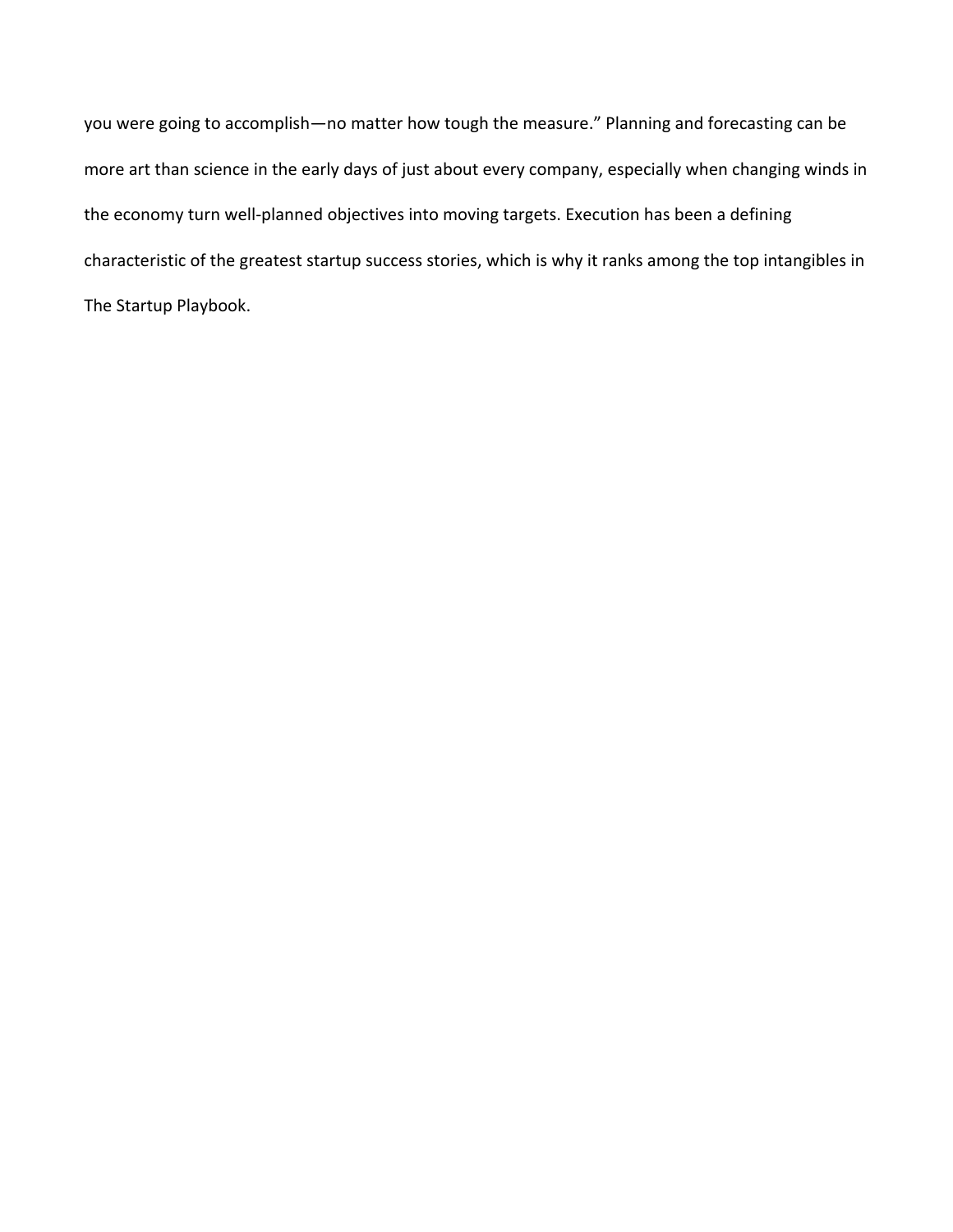you were going to accomplish—no matter how tough the measure." Planning and forecasting can be more art than science in the early days of just about every company, especially when changing winds in the economy turn well-planned objectives into moving targets. Execution has been a defining characteristic of the greatest startup success stories, which is why it ranks among the top intangibles in The Startup Playbook.